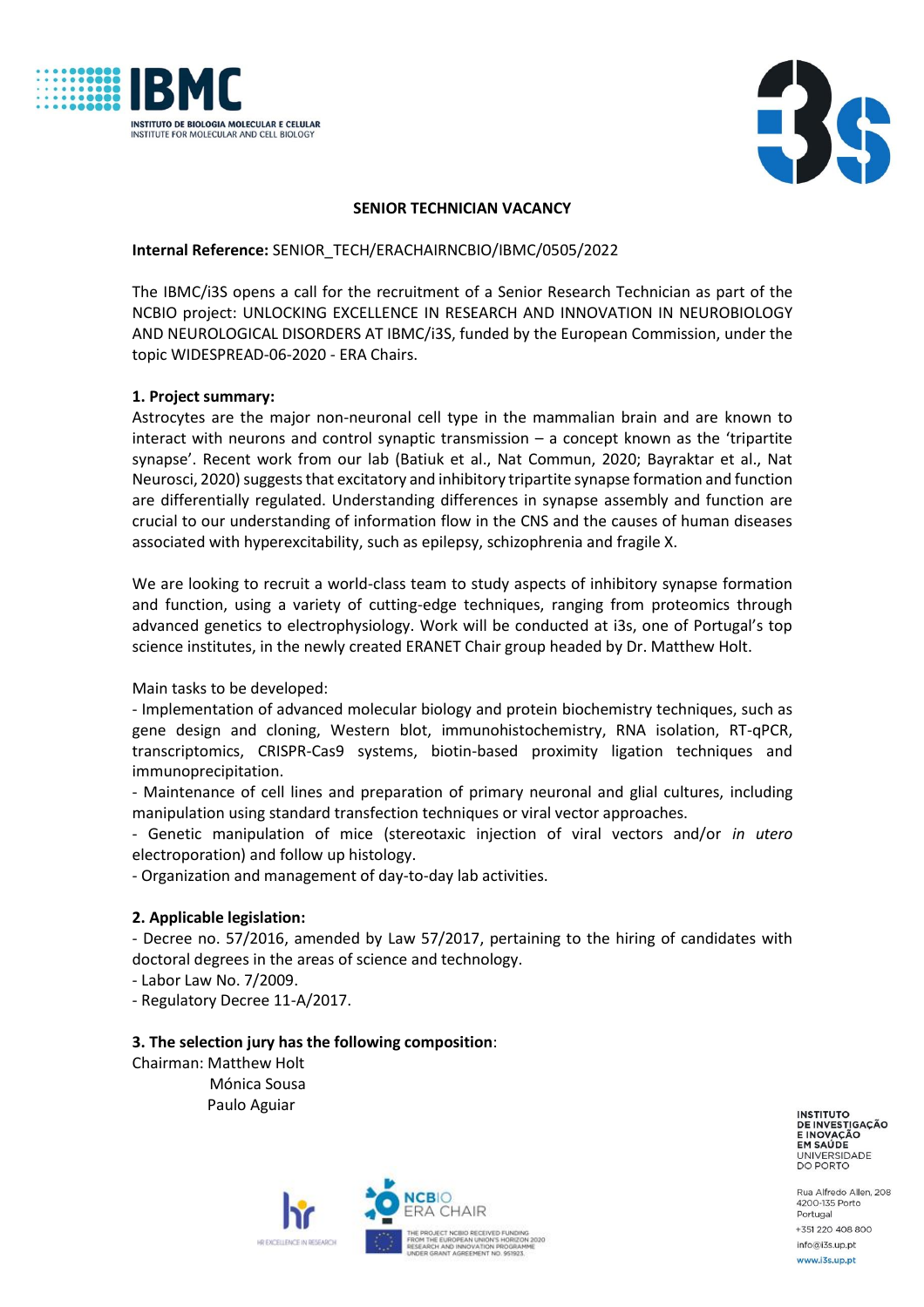# SENIOR TECHNICIAN VACANCY

**Internal Reference:** SENIOR_TECH/ERACHAIRNCBIO/IBMC/0505/2022

The IBMC/i3S opens a call for the recruitment of a Senior Research Technician as part of the NCBIO project: UNLOCKING EXCELLENCE IN RESEARCH AND INNOVATION IN NEUROBIOLOGY AND NEUROLOGICAL DISORDERS AT IBMC/i3S, funded by the European Commission, under the topic WIDESPREAD-06-2020 - ERA Chairs.

**1. Project summary:**

Astrocytes are the major non-neuronal cell type in the mammalian brain and are known to interact with neurons and control synaptic transmission – a concept known as the 'tripartite synapse'. Recent work from our lab (Batiuk et al., Nat Commun, 2020; Bayraktar et al., Nat Neurosci, 2020) suggests that excitatory and inhibitory tripartite synapse formation and function are differentially regulated. Understanding differences in synapse assembly and function are crucial to our understanding of information flow in the CNS and the causes of human diseases associated with hyperexcitability, such as epilepsy, schizophrenia and fragile X.

We are looking to recruit a world-class team to study aspects of inhibitory synapse formation and function, using a variety of cutting-edge techniques, ranging from proteomics through advanced genetics to electrophysiology. Work will be conducted at i3s, one of Portugal's top science institutes, in the newly created ERANET Chair group headed by Dr. Matthew Holt.

Main tasks to be developed:

- Implementation of advanced molecular biology and protein biochemistry techniques, such as gene design and cloning, Western blot, immunohistochemistry, RNA isolation, RT-qPCR, transcriptomics, CRISPR-Cas9 systems, biotin-based proximity ligation techniques and immunoprecipitation.
- Maintenance of cell lines and preparation of primary neuronal and glial cultures, including manipulation using standard transfection techniques or viral vector approaches.
- Genetic manipulation of mice (stereotaxic injection of viral vectors and/or *in utero* electroporation) and follow up histology.
- Organization and management of day-to-day lab activities.

**2. Applicable legislation:**

- Decree no. 57/2016, amended by Law 57/2017, pertaining to the hiring of candidates with doctoral degrees in the areas of science and technology.
- Labor Law No. 7/2009.
- Regulatory Decree 11-A/2017.

**3. The selection jury has the following composition**:

Chairman: Matthew Holt
Mónica Sousa
Paulo Aguiar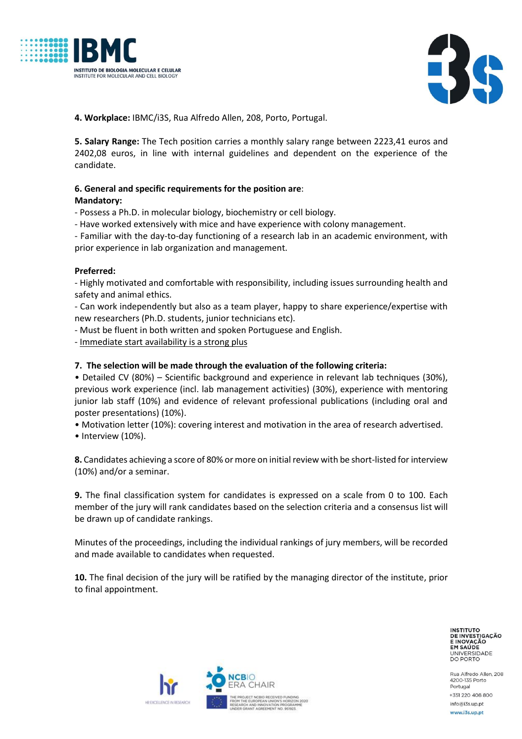**4. Workplace:** IBMC/i3S, Rua Alfredo Allen, 208, Porto, Portugal.

**5. Salary Range:** The Tech position carries a monthly salary range between 2223,41 euros and 2402,08 euros, in line with internal guidelines and dependent on the experience of the candidate.

**6. General and specific requirements for the position are**:

**Mandatory:**

- Possess a Ph.D. in molecular biology, biochemistry or cell biology.
- Have worked extensively with mice and have experience with colony management.
- Familiar with the day-to-day functioning of a research lab in an academic environment, with prior experience in lab organization and management.

**Preferred:**

- Highly motivated and comfortable with responsibility, including issues surrounding health and safety and animal ethics.
- Can work independently but also as a team player, happy to share experience/expertise with new researchers (Ph.D. students, junior technicians etc).
- Must be fluent in both written and spoken Portuguese and English.
- <u>Immediate start availability is a strong plus</u>

**7. The selection will be made through the evaluation of the following criteria:**

- Detailed CV (80%) – Scientific background and experience in relevant lab techniques (30%), previous work experience (incl. lab management activities) (30%), experience with mentoring junior lab staff (10%) and evidence of relevant professional publications (including oral and poster presentations) (10%).
- Motivation letter (10%): covering interest and motivation in the area of research advertised.
- Interview (10%).

**8.** Candidates achieving a score of 80% or more on initial review with be short-listed for interview (10%) and/or a seminar.

**9.** The final classification system for candidates is expressed on a scale from 0 to 100. Each member of the jury will rank candidates based on the selection criteria and a consensus list will be drawn up of candidate rankings.

Minutes of the proceedings, including the individual rankings of jury members, will be recorded and made available to candidates when requested.

**10.** The final decision of the jury will be ratified by the managing director of the institute, prior to final appointment.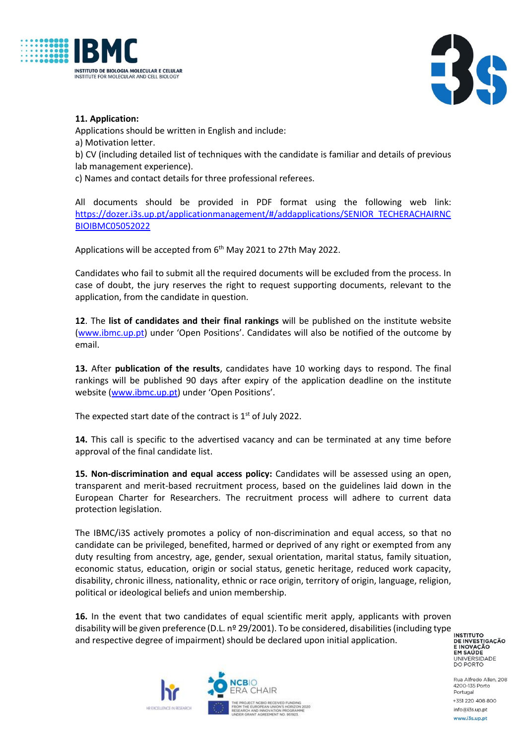**11. Application:**

Applications should be written in English and include:

a) Motivation letter.

b) CV (including detailed list of techniques with the candidate is familiar and details of previous lab management experience).

c) Names and contact details for three professional referees.

All documents should be provided in PDF format using the following web link: https://dozer.i3s.up.pt/applicationmanagement/#/addapplications/SENIOR_TECHERACHAIRNCBIOIBMC05052022

Applications will be accepted from 6th May 2021 to 27th May 2022.

Candidates who fail to submit all the required documents will be excluded from the process. In case of doubt, the jury reserves the right to request supporting documents, relevant to the application, from the candidate in question.

**12**. The **list of candidates and their final rankings** will be published on the institute website (www.ibmc.up.pt) under 'Open Positions'. Candidates will also be notified of the outcome by email.

**13.** After **publication of the results**, candidates have 10 working days to respond. The final rankings will be published 90 days after expiry of the application deadline on the institute website (www.ibmc.up.pt) under 'Open Positions'.

The expected start date of the contract is 1st of July 2022.

**14.** This call is specific to the advertised vacancy and can be terminated at any time before approval of the final candidate list.

**15. Non-discrimination and equal access policy:** Candidates will be assessed using an open, transparent and merit-based recruitment process, based on the guidelines laid down in the European Charter for Researchers. The recruitment process will adhere to current data protection legislation.

The IBMC/i3S actively promotes a policy of non-discrimination and equal access, so that no candidate can be privileged, benefited, harmed or deprived of any right or exempted from any duty resulting from ancestry, age, gender, sexual orientation, marital status, family situation, economic status, education, origin or social status, genetic heritage, reduced work capacity, disability, chronic illness, nationality, ethnic or race origin, territory of origin, language, religion, political or ideological beliefs and union membership.

**16.** In the event that two candidates of equal scientific merit apply, applicants with proven disability will be given preference (D.L. nº 29/2001). To be considered, disabilities (including type and respective degree of impairment) should be declared upon initial application.